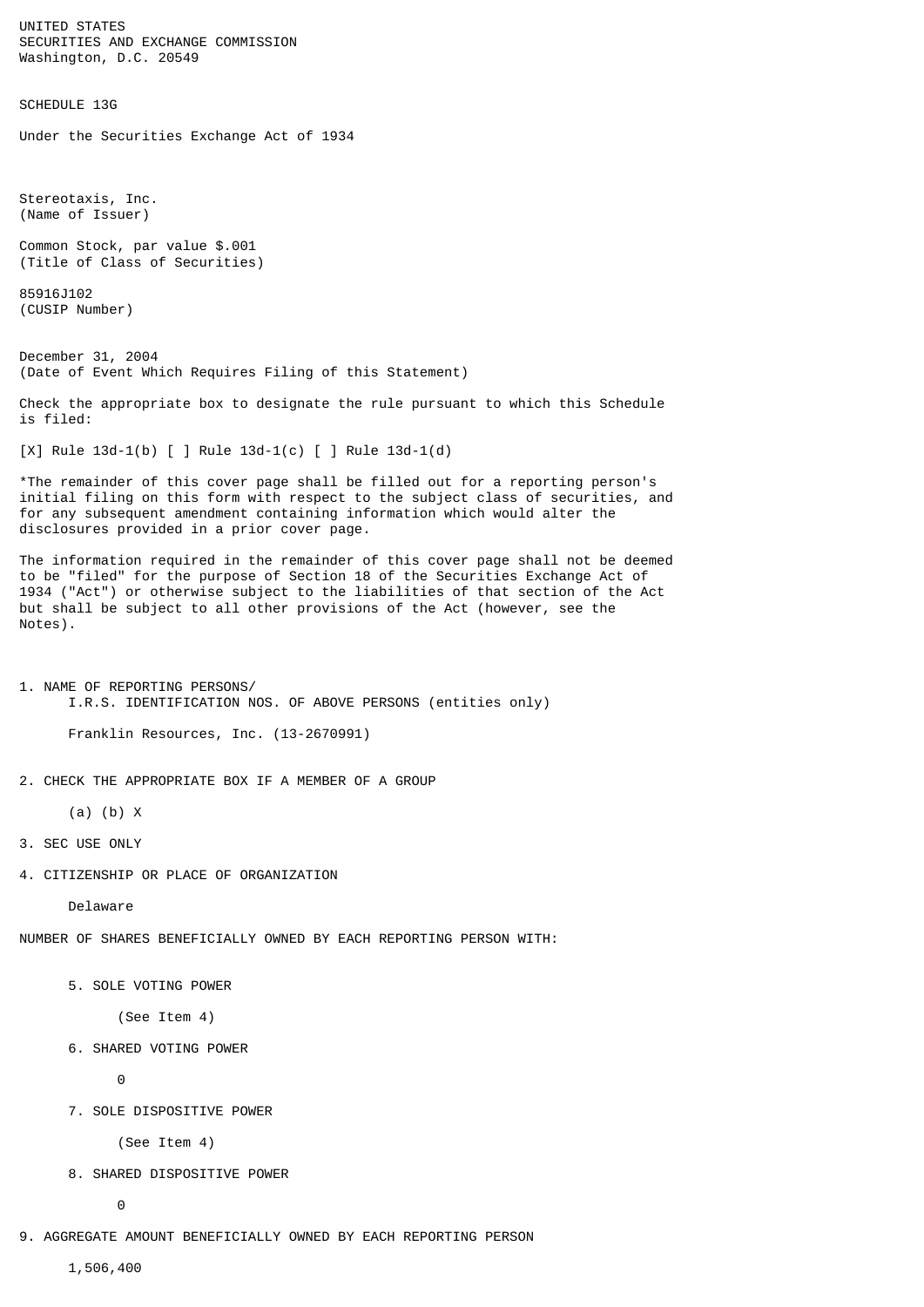UNITED STATES
SECURITIES AND EXCHANGE COMMISSION
Washington, D.C. 20549

SCHEDULE 13G

Under the Securities Exchange Act of 1934

Stereotaxis, Inc.
(Name of Issuer)

Common Stock, par value $.001
(Title of Class of Securities)

85916J102
(CUSIP Number)

December 31, 2004
(Date of Event Which Requires Filing of this Statement)

Check the appropriate box to designate the rule pursuant to which this Schedule is filed:

[X] Rule 13d-1(b) [ ] Rule 13d-1(c) [ ] Rule 13d-1(d)

*The remainder of this cover page shall be filled out for a reporting person's initial filing on this form with respect to the subject class of securities, and for any subsequent amendment containing information which would alter the disclosures provided in a prior cover page.

The information required in the remainder of this cover page shall not be deemed to be "filed" for the purpose of Section 18 of the Securities Exchange Act of 1934 ("Act") or otherwise subject to the liabilities of that section of the Act but shall be subject to all other provisions of the Act (however, see the Notes).

1. NAME OF REPORTING PERSONS/
   I.R.S. IDENTIFICATION NOS. OF ABOVE PERSONS (entities only)

   Franklin Resources, Inc. (13-2670991)

2. CHECK THE APPROPRIATE BOX IF A MEMBER OF A GROUP

   (a) (b) X

3. SEC USE ONLY

4. CITIZENSHIP OR PLACE OF ORGANIZATION

   Delaware

NUMBER OF SHARES BENEFICIALLY OWNED BY EACH REPORTING PERSON WITH:

5. SOLE VOTING POWER

   (See Item 4)

6. SHARED VOTING POWER

   0

7. SOLE DISPOSITIVE POWER

   (See Item 4)

8. SHARED DISPOSITIVE POWER

   0

9. AGGREGATE AMOUNT BENEFICIALLY OWNED BY EACH REPORTING PERSON

   1,506,400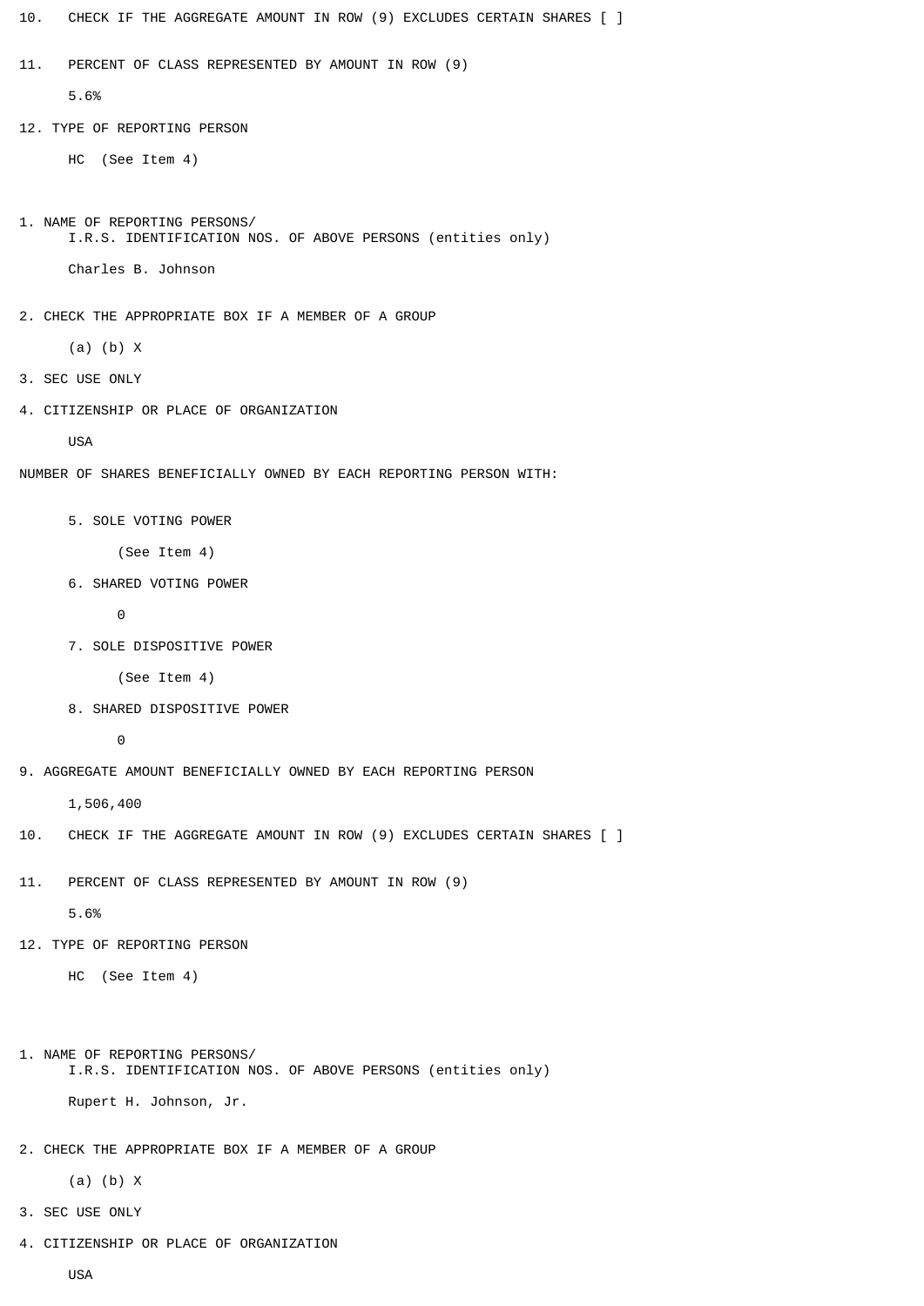10. CHECK IF THE AGGREGATE AMOUNT IN ROW (9) EXCLUDES CERTAIN SHARES [ ]

11. PERCENT OF CLASS REPRESENTED BY AMOUNT IN ROW (9)

5.6%

12. TYPE OF REPORTING PERSON

HC (See Item 4)

1. NAME OF REPORTING PERSONS/
I.R.S. IDENTIFICATION NOS. OF ABOVE PERSONS (entities only)

Charles B. Johnson

2. CHECK THE APPROPRIATE BOX IF A MEMBER OF A GROUP

(a) (b) X

3. SEC USE ONLY

4. CITIZENSHIP OR PLACE OF ORGANIZATION

USA

NUMBER OF SHARES BENEFICIALLY OWNED BY EACH REPORTING PERSON WITH:

5. SOLE VOTING POWER

(See Item 4)

6. SHARED VOTING POWER

0

7. SOLE DISPOSITIVE POWER

(See Item 4)

8. SHARED DISPOSITIVE POWER

0

9. AGGREGATE AMOUNT BENEFICIALLY OWNED BY EACH REPORTING PERSON

1,506,400

10. CHECK IF THE AGGREGATE AMOUNT IN ROW (9) EXCLUDES CERTAIN SHARES [ ]

11. PERCENT OF CLASS REPRESENTED BY AMOUNT IN ROW (9)

5.6%

12. TYPE OF REPORTING PERSON

HC (See Item 4)

1. NAME OF REPORTING PERSONS/
I.R.S. IDENTIFICATION NOS. OF ABOVE PERSONS (entities only)

Rupert H. Johnson, Jr.

2. CHECK THE APPROPRIATE BOX IF A MEMBER OF A GROUP

(a) (b) X

3. SEC USE ONLY

4. CITIZENSHIP OR PLACE OF ORGANIZATION

USA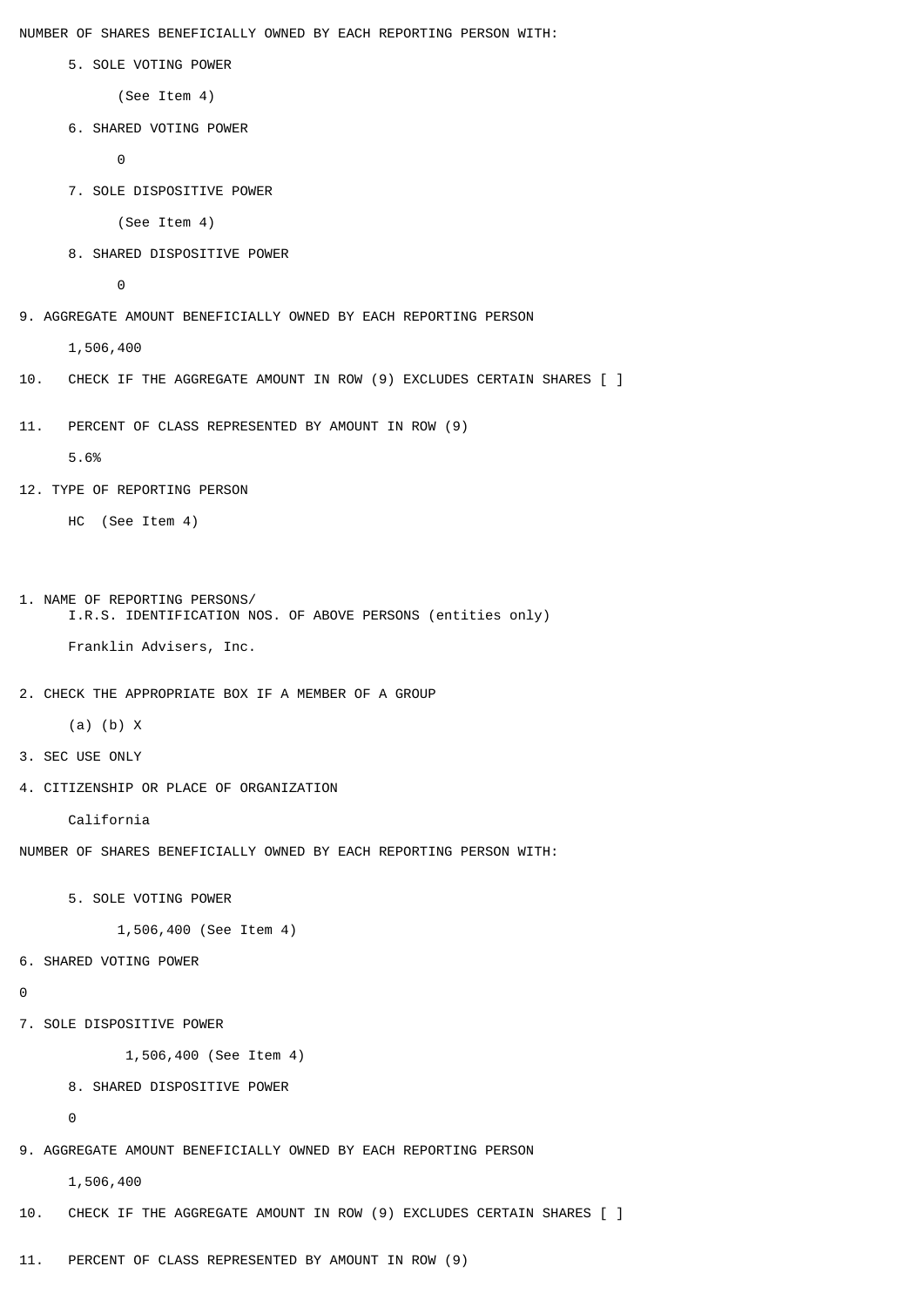NUMBER OF SHARES BENEFICIALLY OWNED BY EACH REPORTING PERSON WITH:

5. SOLE VOTING POWER

(See Item 4)

6. SHARED VOTING POWER

0

7. SOLE DISPOSITIVE POWER

(See Item 4)

8. SHARED DISPOSITIVE POWER

0

9. AGGREGATE AMOUNT BENEFICIALLY OWNED BY EACH REPORTING PERSON

1,506,400

10. CHECK IF THE AGGREGATE AMOUNT IN ROW (9) EXCLUDES CERTAIN SHARES [ ]

11. PERCENT OF CLASS REPRESENTED BY AMOUNT IN ROW (9)

5.6%

12. TYPE OF REPORTING PERSON

HC (See Item 4)

1. NAME OF REPORTING PERSONS/
I.R.S. IDENTIFICATION NOS. OF ABOVE PERSONS (entities only)

Franklin Advisers, Inc.

2. CHECK THE APPROPRIATE BOX IF A MEMBER OF A GROUP

(a) (b) X

3. SEC USE ONLY

4. CITIZENSHIP OR PLACE OF ORGANIZATION

California

NUMBER OF SHARES BENEFICIALLY OWNED BY EACH REPORTING PERSON WITH:

5. SOLE VOTING POWER

1,506,400 (See Item 4)

6. SHARED VOTING POWER

0

7. SOLE DISPOSITIVE POWER

1,506,400 (See Item 4)

8. SHARED DISPOSITIVE POWER

0

9. AGGREGATE AMOUNT BENEFICIALLY OWNED BY EACH REPORTING PERSON

1,506,400

10. CHECK IF THE AGGREGATE AMOUNT IN ROW (9) EXCLUDES CERTAIN SHARES [ ]

11. PERCENT OF CLASS REPRESENTED BY AMOUNT IN ROW (9)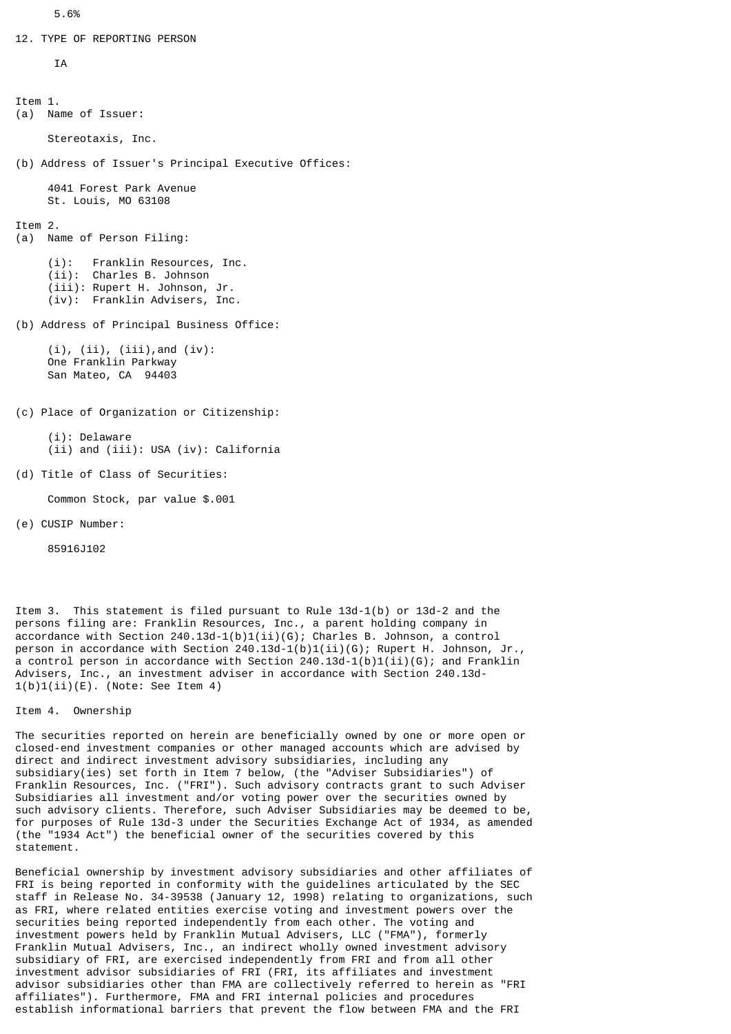5.6%

12. TYPE OF REPORTING PERSON

IA

Item 1.

(a) Name of Issuer:

Stereotaxis, Inc.

(b) Address of Issuer's Principal Executive Offices:

4041 Forest Park Avenue
St. Louis, MO 63108

Item 2.

(a) Name of Person Filing:

(i): Franklin Resources, Inc.
(ii): Charles B. Johnson
(iii): Rupert H. Johnson, Jr.
(iv): Franklin Advisers, Inc.

(b) Address of Principal Business Office:

(i), (ii), (iii),and (iv):
One Franklin Parkway
San Mateo, CA 94403

(c) Place of Organization or Citizenship:

(i): Delaware
(ii) and (iii): USA (iv): California

(d) Title of Class of Securities:

Common Stock, par value $.001

(e) CUSIP Number:

85916J102

Item 3. This statement is filed pursuant to Rule 13d-1(b) or 13d-2 and the persons filing are: Franklin Resources, Inc., a parent holding company in accordance with Section 240.13d-1(b)1(ii)(G); Charles B. Johnson, a control person in accordance with Section 240.13d-1(b)1(ii)(G); Rupert H. Johnson, Jr., a control person in accordance with Section 240.13d-1(b)1(ii)(G); and Franklin Advisers, Inc., an investment adviser in accordance with Section 240.13d-1(b)1(ii)(E). (Note: See Item 4)

Item 4. Ownership

The securities reported on herein are beneficially owned by one or more open or closed-end investment companies or other managed accounts which are advised by direct and indirect investment advisory subsidiaries, including any subsidiary(ies) set forth in Item 7 below, (the "Adviser Subsidiaries") of Franklin Resources, Inc. ("FRI"). Such advisory contracts grant to such Adviser Subsidiaries all investment and/or voting power over the securities owned by such advisory clients. Therefore, such Adviser Subsidiaries may be deemed to be, for purposes of Rule 13d-3 under the Securities Exchange Act of 1934, as amended (the "1934 Act") the beneficial owner of the securities covered by this statement.

Beneficial ownership by investment advisory subsidiaries and other affiliates of FRI is being reported in conformity with the guidelines articulated by the SEC staff in Release No. 34-39538 (January 12, 1998) relating to organizations, such as FRI, where related entities exercise voting and investment powers over the securities being reported independently from each other. The voting and investment powers held by Franklin Mutual Advisers, LLC ("FMA"), formerly Franklin Mutual Advisers, Inc., an indirect wholly owned investment advisory subsidiary of FRI, are exercised independently from FRI and from all other investment advisor subsidiaries of FRI (FRI, its affiliates and investment advisor subsidiaries other than FMA are collectively referred to herein as "FRI affiliates"). Furthermore, FMA and FRI internal policies and procedures establish informational barriers that prevent the flow between FMA and the FRI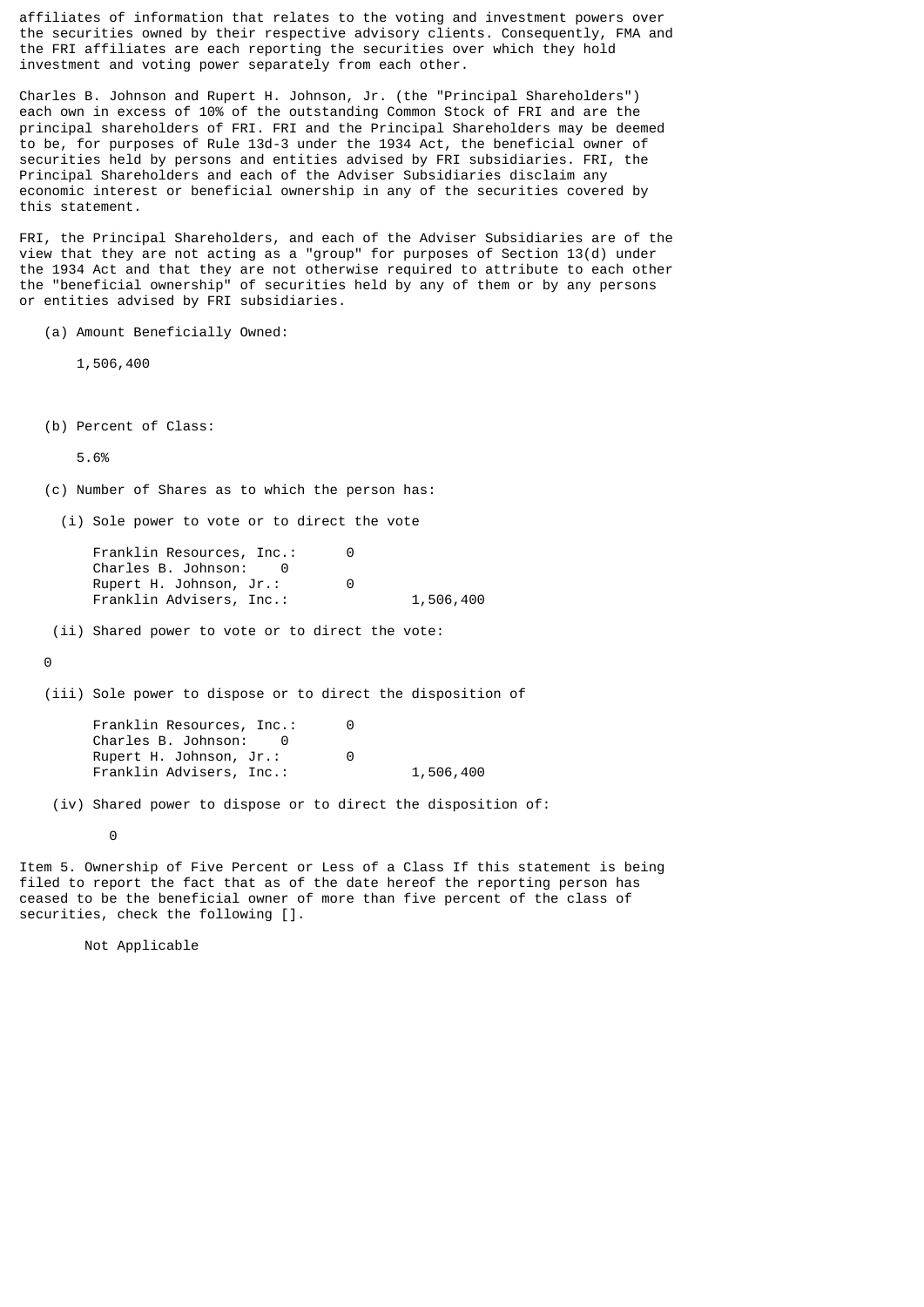affiliates of information that relates to the voting and investment powers over the securities owned by their respective advisory clients. Consequently, FMA and the FRI affiliates are each reporting the securities over which they hold investment and voting power separately from each other.

Charles B. Johnson and Rupert H. Johnson, Jr. (the "Principal Shareholders") each own in excess of 10% of the outstanding Common Stock of FRI and are the principal shareholders of FRI. FRI and the Principal Shareholders may be deemed to be, for purposes of Rule 13d-3 under the 1934 Act, the beneficial owner of securities held by persons and entities advised by FRI subsidiaries. FRI, the Principal Shareholders and each of the Adviser Subsidiaries disclaim any economic interest or beneficial ownership in any of the securities covered by this statement.

FRI, the Principal Shareholders, and each of the Adviser Subsidiaries are of the view that they are not acting as a "group" for purposes of Section 13(d) under the 1934 Act and that they are not otherwise required to attribute to each other the "beneficial ownership" of securities held by any of them or by any persons or entities advised by FRI subsidiaries.

(a) Amount Beneficially Owned:

1,506,400

(b) Percent of Class:

5.6%

(c) Number of Shares as to which the person has:

(i) Sole power to vote or to direct the vote

| | |
|---|---|
| Franklin Resources, Inc.: | 0 |
| Charles B. Johnson: | 0 |
| Rupert H. Johnson, Jr.: | 0 |
| Franklin Advisers, Inc.: | 1,506,400 |

(ii) Shared power to vote or to direct the vote:

0

(iii) Sole power to dispose or to direct the disposition of

| | |
|---|---|
| Franklin Resources, Inc.: | 0 |
| Charles B. Johnson: | 0 |
| Rupert H. Johnson, Jr.: | 0 |
| Franklin Advisers, Inc.: | 1,506,400 |

(iv) Shared power to dispose or to direct the disposition of:

0

Item 5. Ownership of Five Percent or Less of a Class If this statement is being filed to report the fact that as of the date hereof the reporting person has ceased to be the beneficial owner of more than five percent of the class of securities, check the following [].

Not Applicable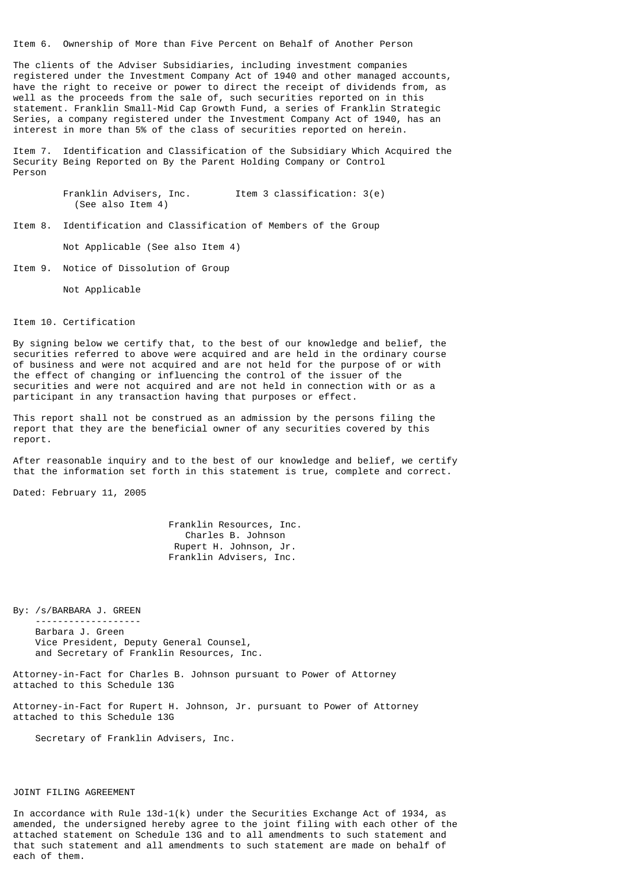Item 6. Ownership of More than Five Percent on Behalf of Another Person

The clients of the Adviser Subsidiaries, including investment companies registered under the Investment Company Act of 1940 and other managed accounts, have the right to receive or power to direct the receipt of dividends from, as well as the proceeds from the sale of, such securities reported on in this statement. Franklin Small-Mid Cap Growth Fund, a series of Franklin Strategic Series, a company registered under the Investment Company Act of 1940, has an interest in more than 5% of the class of securities reported on herein.

Item 7. Identification and Classification of the Subsidiary Which Acquired the Security Being Reported on By the Parent Holding Company or Control Person

Franklin Advisers, Inc. Item 3 classification: 3(e)
(See also Item 4)

Item 8. Identification and Classification of Members of the Group

Not Applicable (See also Item 4)

Item 9. Notice of Dissolution of Group

Not Applicable

Item 10. Certification

By signing below we certify that, to the best of our knowledge and belief, the securities referred to above were acquired and are held in the ordinary course of business and were not acquired and are not held for the purpose of or with the effect of changing or influencing the control of the issuer of the securities and were not acquired and are not held in connection with or as a participant in any transaction having that purposes or effect.

This report shall not be construed as an admission by the persons filing the report that they are the beneficial owner of any securities covered by this report.

After reasonable inquiry and to the best of our knowledge and belief, we certify that the information set forth in this statement is true, complete and correct.

Dated: February 11, 2005

Franklin Resources, Inc.
Charles B. Johnson
Rupert H. Johnson, Jr.
Franklin Advisers, Inc.

By: /s/BARBARA J. GREEN
-------------------
Barbara J. Green
Vice President, Deputy General Counsel,
and Secretary of Franklin Resources, Inc.

Attorney-in-Fact for Charles B. Johnson pursuant to Power of Attorney attached to this Schedule 13G

Attorney-in-Fact for Rupert H. Johnson, Jr. pursuant to Power of Attorney attached to this Schedule 13G

Secretary of Franklin Advisers, Inc.

JOINT FILING AGREEMENT

In accordance with Rule 13d-1(k) under the Securities Exchange Act of 1934, as amended, the undersigned hereby agree to the joint filing with each other of the attached statement on Schedule 13G and to all amendments to such statement and that such statement and all amendments to such statement are made on behalf of each of them.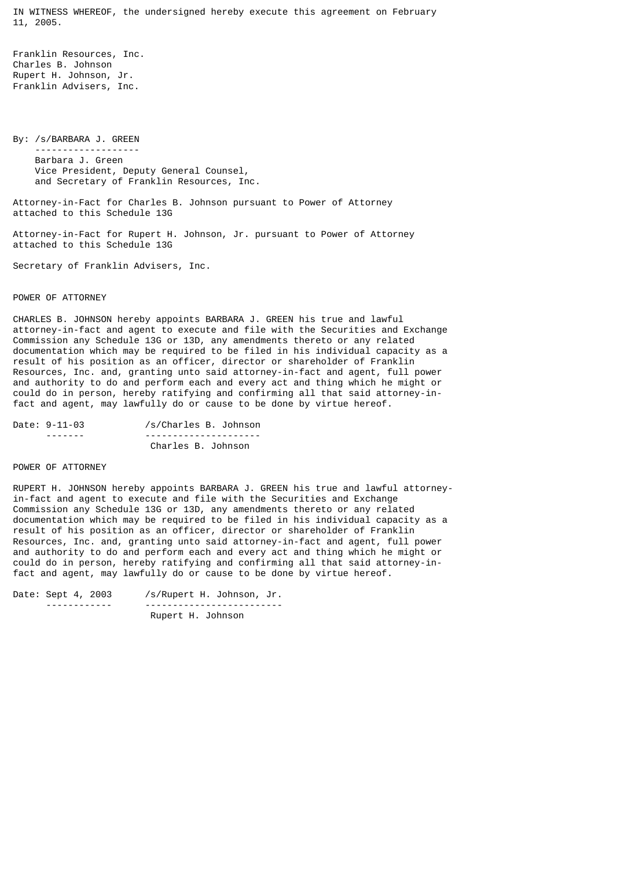IN WITNESS WHEREOF, the undersigned hereby execute this agreement on February 11, 2005.

Franklin Resources, Inc.
Charles B. Johnson
Rupert H. Johnson, Jr.
Franklin Advisers, Inc.

By: /s/BARBARA J. GREEN

Barbara J. Green
Vice President, Deputy General Counsel,
and Secretary of Franklin Resources, Inc.

Attorney-in-Fact for Charles B. Johnson pursuant to Power of Attorney attached to this Schedule 13G

Attorney-in-Fact for Rupert H. Johnson, Jr. pursuant to Power of Attorney attached to this Schedule 13G

Secretary of Franklin Advisers, Inc.

POWER OF ATTORNEY

CHARLES B. JOHNSON hereby appoints BARBARA J. GREEN his true and lawful attorney-in-fact and agent to execute and file with the Securities and Exchange Commission any Schedule 13G or 13D, any amendments thereto or any related documentation which may be required to be filed in his individual capacity as a result of his position as an officer, director or shareholder of Franklin Resources, Inc. and, granting unto said attorney-in-fact and agent, full power and authority to do and perform each and every act and thing which he might or could do in person, hereby ratifying and confirming all that said attorney-in-fact and agent, may lawfully do or cause to be done by virtue hereof.

Date: 9-11-03 /s/Charles B. Johnson

Charles B. Johnson

POWER OF ATTORNEY

RUPERT H. JOHNSON hereby appoints BARBARA J. GREEN his true and lawful attorney-in-fact and agent to execute and file with the Securities and Exchange Commission any Schedule 13G or 13D, any amendments thereto or any related documentation which may be required to be filed in his individual capacity as a result of his position as an officer, director or shareholder of Franklin Resources, Inc. and, granting unto said attorney-in-fact and agent, full power and authority to do and perform each and every act and thing which he might or could do in person, hereby ratifying and confirming all that said attorney-in-fact and agent, may lawfully do or cause to be done by virtue hereof.

Date: Sept 4, 2003 /s/Rupert H. Johnson, Jr.

Rupert H. Johnson